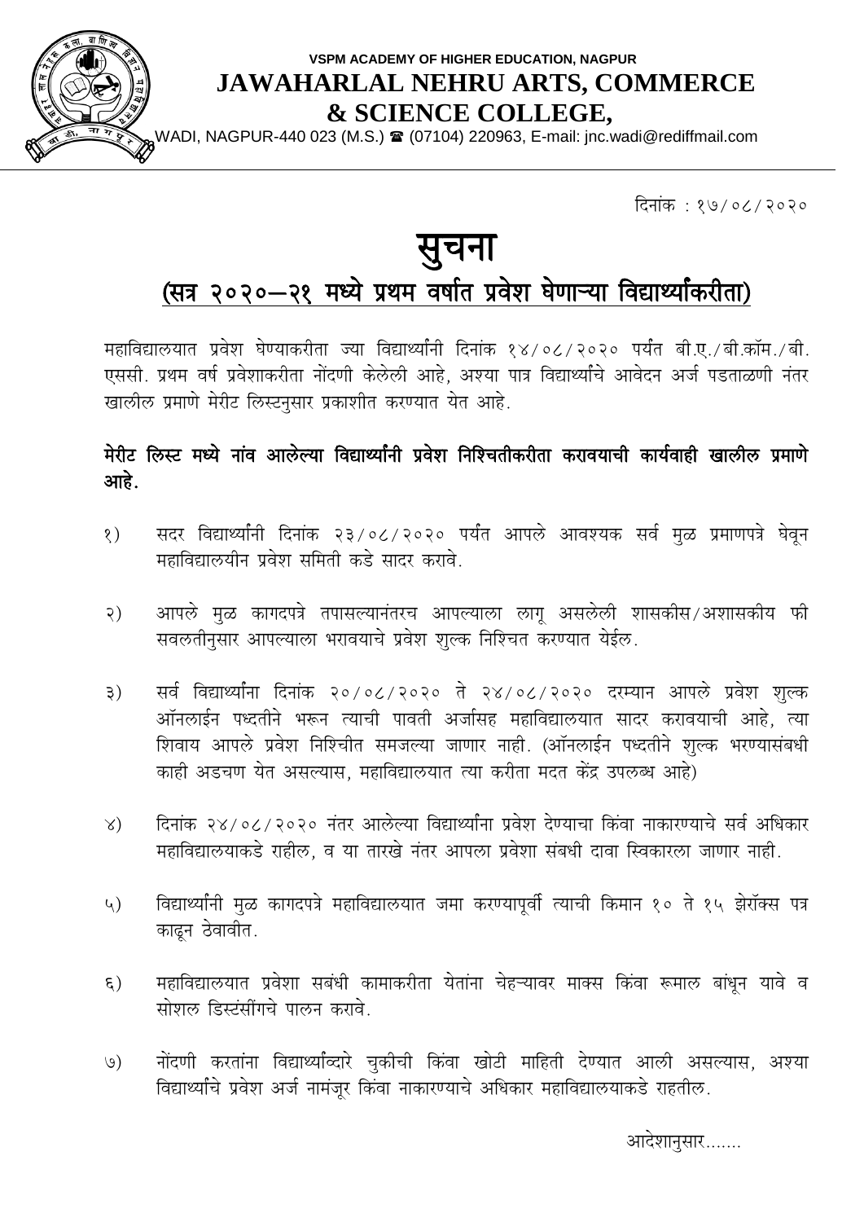**VSPM ACADEMY OF HIGHER EDUCATION, NAGPUR**

# JAWAHARLAL NEHRU ARTS, COMMERCE & SCIENCE COLLEGE,

WADI, NAGPUR-440 023 (M.S.) ☎ (07104) 220963, E-mail: jnc.wadi@rediffmail.com

दिनांक : १७/०८/२०२०

# सुचना

## (सत्र २०२०–२१ मध्ये प्रथम वर्षात प्रवेश घेणाऱ्या विद्यार्थ्यांकरीता)

महाविद्यालयात प्रवेश घेण्याकरीता ज्या विद्यार्थ्यांनी दिनांक १४/०८/२०२० पर्यंत बी.ए./बी.कॉम./बी.एससी. प्रथम वर्ष प्रवेशाकरीता नोंदणी केलेली आहे, अश्या पात्र विद्यार्थ्यांचे आवेदन अर्ज पडताळणी नंतर खालील प्रमाणे मेरीट लिस्टनुसार प्रकाशीत करण्यात येत आहे.

**मेरीट लिस्ट मध्ये नांव आलेल्या विद्यार्थ्यांनी प्रवेश निश्चितीकरीता करावयाची कार्यवाही खालील प्रमाणे आहे.**

१) सदर विद्यार्थ्यांनी दिनांक २३/०८/२०२० पर्यंत आपले आवश्यक सर्व मुळ प्रमाणपत्रे घेवून महाविद्यालयीन प्रवेश समिती कडे सादर करावे.

२) आपले मुळ कागदपत्रे तपासल्यानंतरच आपल्याला लागू असलेली शासकीस/अशासकीय फी सवलतीनुसार आपल्याला भरावयाचे प्रवेश शुल्क निश्चित करण्यात येईल.

३) सर्व विद्यार्थ्यांना दिनांक २०/०८/२०२० ते २४/०८/२०२० दरम्यान आपले प्रवेश शुल्क ऑनलाईन पध्दतीने भरून त्याची पावती अर्जासह महाविद्यालयात सादर करावयाची आहे, त्या शिवाय आपले प्रवेश निश्चीत समजल्या जाणार नाही. (ऑनलाईन पध्दतीने शुल्क भरण्यासंबधी काही अडचण येत असल्यास, महाविद्यालयात त्या करीता मदत केंद्र उपलब्ध आहे)

४) दिनांक २४/०८/२०२० नंतर आलेल्या विद्यार्थ्यांना प्रवेश देण्याचा किंवा नाकारण्याचे सर्व अधिकार महाविद्यालयाकडे राहील, व या तारखे नंतर आपला प्रवेशा संबधी दावा स्विकारला जाणार नाही.

५) विद्यार्थ्यांनी मुळ कागदपत्रे महाविद्यालयात जमा करण्यापूर्वी त्याची किमान १० ते १५ झेरॉक्स पत्र काढून ठेवावीत.

६) महाविद्यालयात प्रवेशा सबंधी कामाकरीता येतांना चेहऱ्यावर माक्स किंवा रूमाल बांधून यावे व सोशल डिस्टंसींगचे पालन करावे.

७) नोंदणी करतांना विद्यार्थ्यांव्दारे चुकीची किंवा खोटी माहिती देण्यात आली असल्यास, अश्या विद्यार्थ्यांचे प्रवेश अर्ज नामंजूर किंवा नाकारण्याचे अधिकार महाविद्यालयाकडे राहतील.

आदेशानुसार.......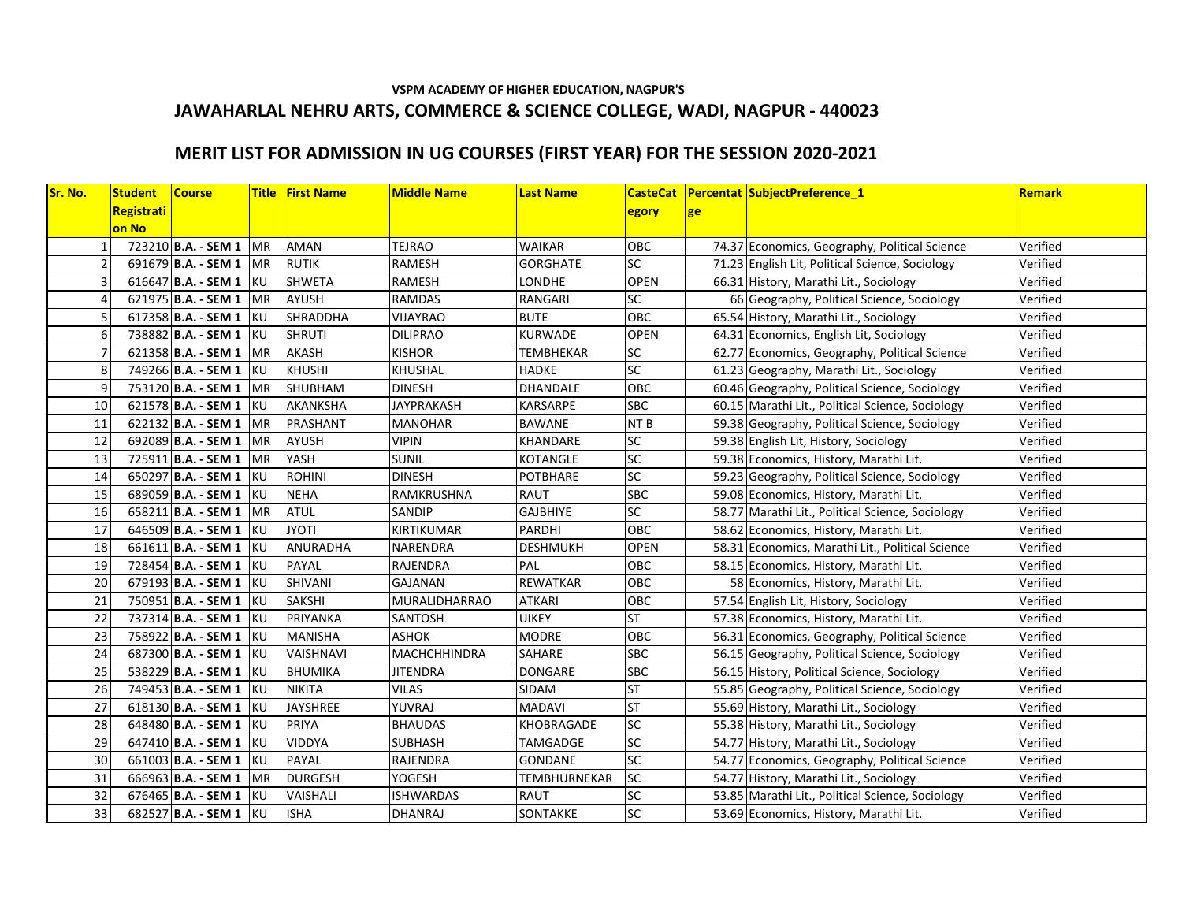VSPM ACADEMY OF HIGHER EDUCATION, NAGPUR'S

## JAWAHARLAL NEHRU ARTS, COMMERCE & SCIENCE COLLEGE, WADI, NAGPUR - 440023

## MERIT LIST FOR ADMISSION IN UG COURSES (FIRST YEAR) FOR THE SESSION 2020-2021

| Sr. No. | Student Registration No | Course | Title | First Name | Middle Name | Last Name | CasteCategory | Percentage | SubjectPreference_1 | Remark |
|---|---|---|---|---|---|---|---|---|---|---|
| 1 | 723210 | **B.A. - SEM 1** | MR | AMAN | TEJRAO | WAIKAR | OBC | 74.37 | Economics, Geography, Political Science | Verified |
| 2 | 691679 | **B.A. - SEM 1** | MR | RUTIK | RAMESH | GORGHATE | SC | 71.23 | English Lit, Political Science, Sociology | Verified |
| 3 | 616647 | **B.A. - SEM 1** | KU | SHWETA | RAMESH | LONDHE | OPEN | 66.31 | History, Marathi Lit., Sociology | Verified |
| 4 | 621975 | **B.A. - SEM 1** | MR | AYUSH | RAMDAS | RANGARI | SC | 66 | Geography, Political Science, Sociology | Verified |
| 5 | 617358 | **B.A. - SEM 1** | KU | SHRADDHA | VIJAYRAO | BUTE | OBC | 65.54 | History, Marathi Lit., Sociology | Verified |
| 6 | 738882 | **B.A. - SEM 1** | KU | SHRUTI | DILIPRAO | KURWADE | OPEN | 64.31 | Economics, English Lit, Sociology | Verified |
| 7 | 621358 | **B.A. - SEM 1** | MR | AKASH | KISHOR | TEMBHEKAR | SC | 62.77 | Economics, Geography, Political Science | Verified |
| 8 | 749266 | **B.A. - SEM 1** | KU | KHUSHI | KHUSHAL | HADKE | SC | 61.23 | Geography, Marathi Lit., Sociology | Verified |
| 9 | 753120 | **B.A. - SEM 1** | MR | SHUBHAM | DINESH | DHANDALE | OBC | 60.46 | Geography, Political Science, Sociology | Verified |
| 10 | 621578 | **B.A. - SEM 1** | KU | AKANKSHA | JAYPRAKASH | KARSARPE | SBC | 60.15 | Marathi Lit., Political Science, Sociology | Verified |
| 11 | 622132 | **B.A. - SEM 1** | MR | PRASHANT | MANOHAR | BAWANE | NT B | 59.38 | Geography, Political Science, Sociology | Verified |
| 12 | 692089 | **B.A. - SEM 1** | MR | AYUSH | VIPIN | KHANDARE | SC | 59.38 | English Lit, History, Sociology | Verified |
| 13 | 725911 | **B.A. - SEM 1** | MR | YASH | SUNIL | KOTANGLE | SC | 59.38 | Economics, History, Marathi Lit. | Verified |
| 14 | 650297 | **B.A. - SEM 1** | KU | ROHINI | DINESH | POTBHARE | SC | 59.23 | Geography, Political Science, Sociology | Verified |
| 15 | 689059 | **B.A. - SEM 1** | KU | NEHA | RAMKRUSHNA | RAUT | SBC | 59.08 | Economics, History, Marathi Lit. | Verified |
| 16 | 658211 | **B.A. - SEM 1** | MR | ATUL | SANDIP | GAJBHIYE | SC | 58.77 | Marathi Lit., Political Science, Sociology | Verified |
| 17 | 646509 | **B.A. - SEM 1** | KU | JYOTI | KIRTIKUMAR | PARDHI | OBC | 58.62 | Economics, History, Marathi Lit. | Verified |
| 18 | 661611 | **B.A. - SEM 1** | KU | ANURADHA | NARENDRA | DESHMUKH | OPEN | 58.31 | Economics, Marathi Lit., Political Science | Verified |
| 19 | 728454 | **B.A. - SEM 1** | KU | PAYAL | RAJENDRA | PAL | OBC | 58.15 | Economics, History, Marathi Lit. | Verified |
| 20 | 679193 | **B.A. - SEM 1** | KU | SHIVANI | GAJANAN | REWATKAR | OBC | 58 | Economics, History, Marathi Lit. | Verified |
| 21 | 750951 | **B.A. - SEM 1** | KU | SAKSHI | MURALIDHARRAO | ATKARI | OBC | 57.54 | English Lit, History, Sociology | Verified |
| 22 | 737314 | **B.A. - SEM 1** | KU | PRIYANKA | SANTOSH | UIKEY | ST | 57.38 | Economics, History, Marathi Lit. | Verified |
| 23 | 758922 | **B.A. - SEM 1** | KU | MANISHA | ASHOK | MODRE | OBC | 56.31 | Economics, Geography, Political Science | Verified |
| 24 | 687300 | **B.A. - SEM 1** | KU | VAISHNAVI | MACHCHHINDRA | SAHARE | SBC | 56.15 | Geography, Political Science, Sociology | Verified |
| 25 | 538229 | **B.A. - SEM 1** | KU | BHUMIKA | JITENDRA | DONGARE | SBC | 56.15 | History, Political Science, Sociology | Verified |
| 26 | 749453 | **B.A. - SEM 1** | KU | NIKITA | VILAS | SIDAM | ST | 55.85 | Geography, Political Science, Sociology | Verified |
| 27 | 618130 | **B.A. - SEM 1** | KU | JAYSHREE | YUVRAJ | MADAVI | ST | 55.69 | History, Marathi Lit., Sociology | Verified |
| 28 | 648480 | **B.A. - SEM 1** | KU | PRIYA | BHAUDAS | KHOBRAGADE | SC | 55.38 | History, Marathi Lit., Sociology | Verified |
| 29 | 647410 | **B.A. - SEM 1** | KU | VIDDYA | SUBHASH | TAMGADGE | SC | 54.77 | History, Marathi Lit., Sociology | Verified |
| 30 | 661003 | **B.A. - SEM 1** | KU | PAYAL | RAJENDRA | GONDANE | SC | 54.77 | Economics, Geography, Political Science | Verified |
| 31 | 666963 | **B.A. - SEM 1** | MR | DURGESH | YOGESH | TEMBHURNEKAR | SC | 54.77 | History, Marathi Lit., Sociology | Verified |
| 32 | 676465 | **B.A. - SEM 1** | KU | VAISHALI | ISHWARDAS | RAUT | SC | 53.85 | Marathi Lit., Political Science, Sociology | Verified |
| 33 | 682527 | **B.A. - SEM 1** | KU | ISHA | DHANRAJ | SONTAKKE | SC | 53.69 | Economics, History, Marathi Lit. | Verified |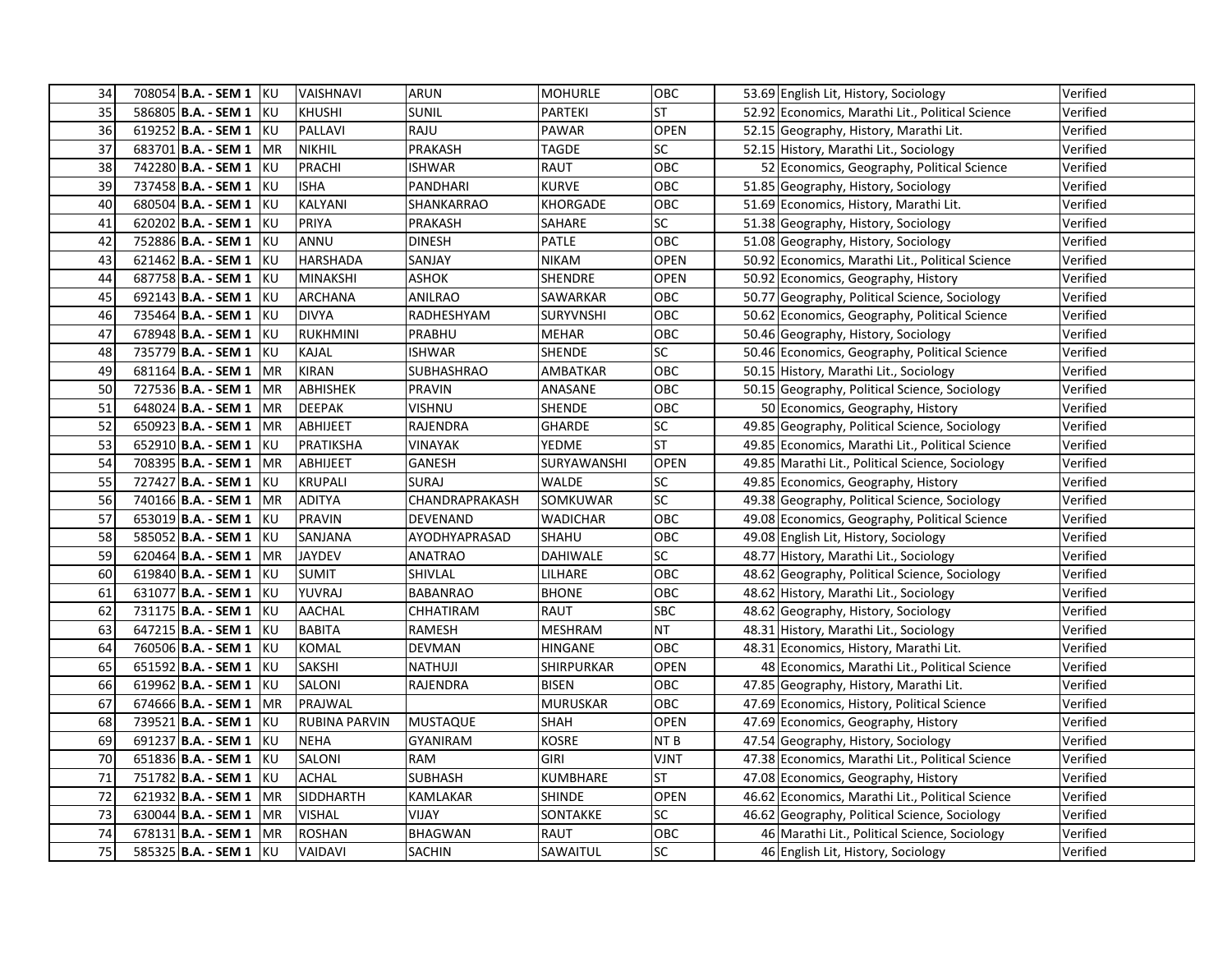| | | | | | | | | | | |
|---|---|---|---|---|---|---|---|---|---|---|
| 34 | 708054 | **B.A. - SEM 1** | KU | VAISHNAVI | ARUN | MOHURLE | OBC | 53.69 | English Lit, History, Sociology | Verified |
| 35 | 586805 | **B.A. - SEM 1** | KU | KHUSHI | SUNIL | PARTEKI | ST | 52.92 | Economics, Marathi Lit., Political Science | Verified |
| 36 | 619252 | **B.A. - SEM 1** | KU | PALLAVI | RAJU | PAWAR | OPEN | 52.15 | Geography, History, Marathi Lit. | Verified |
| 37 | 683701 | **B.A. - SEM 1** | MR | NIKHIL | PRAKASH | TAGDE | SC | 52.15 | History, Marathi Lit., Sociology | Verified |
| 38 | 742280 | **B.A. - SEM 1** | KU | PRACHI | ISHWAR | RAUT | OBC | 52 | Economics, Geography, Political Science | Verified |
| 39 | 737458 | **B.A. - SEM 1** | KU | ISHA | PANDHARI | KURVE | OBC | 51.85 | Geography, History, Sociology | Verified |
| 40 | 680504 | **B.A. - SEM 1** | KU | KALYANI | SHANKARRAO | KHORGADE | OBC | 51.69 | Economics, History, Marathi Lit. | Verified |
| 41 | 620202 | **B.A. - SEM 1** | KU | PRIYA | PRAKASH | SAHARE | SC | 51.38 | Geography, History, Sociology | Verified |
| 42 | 752886 | **B.A. - SEM 1** | KU | ANNU | DINESH | PATLE | OBC | 51.08 | Geography, History, Sociology | Verified |
| 43 | 621462 | **B.A. - SEM 1** | KU | HARSHADA | SANJAY | NIKAM | OPEN | 50.92 | Economics, Marathi Lit., Political Science | Verified |
| 44 | 687758 | **B.A. - SEM 1** | KU | MINAKSHI | ASHOK | SHENDRE | OPEN | 50.92 | Economics, Geography, History | Verified |
| 45 | 692143 | **B.A. - SEM 1** | KU | ARCHANA | ANILRAO | SAWARKAR | OBC | 50.77 | Geography, Political Science, Sociology | Verified |
| 46 | 735464 | **B.A. - SEM 1** | KU | DIVYA | RADHESHYAM | SURYVNSHI | OBC | 50.62 | Economics, Geography, Political Science | Verified |
| 47 | 678948 | **B.A. - SEM 1** | KU | RUKHMINI | PRABHU | MEHAR | OBC | 50.46 | Geography, History, Sociology | Verified |
| 48 | 735779 | **B.A. - SEM 1** | KU | KAJAL | ISHWAR | SHENDE | SC | 50.46 | Economics, Geography, Political Science | Verified |
| 49 | 681164 | **B.A. - SEM 1** | MR | KIRAN | SUBHASHRAO | AMBATKAR | OBC | 50.15 | History, Marathi Lit., Sociology | Verified |
| 50 | 727536 | **B.A. - SEM 1** | MR | ABHISHEK | PRAVIN | ANASANE | OBC | 50.15 | Geography, Political Science, Sociology | Verified |
| 51 | 648024 | **B.A. - SEM 1** | MR | DEEPAK | VISHNU | SHENDE | OBC | 50 | Economics, Geography, History | Verified |
| 52 | 650923 | **B.A. - SEM 1** | MR | ABHIJEET | RAJENDRA | GHARDE | SC | 49.85 | Geography, Political Science, Sociology | Verified |
| 53 | 652910 | **B.A. - SEM 1** | KU | PRATIKSHA | VINAYAK | YEDME | ST | 49.85 | Economics, Marathi Lit., Political Science | Verified |
| 54 | 708395 | **B.A. - SEM 1** | MR | ABHIJEET | GANESH | SURYAWANSHI | OPEN | 49.85 | Marathi Lit., Political Science, Sociology | Verified |
| 55 | 727427 | **B.A. - SEM 1** | KU | KRUPALI | SURAJ | WALDE | SC | 49.85 | Economics, Geography, History | Verified |
| 56 | 740166 | **B.A. - SEM 1** | MR | ADITYA | CHANDRAPRAKASH | SOMKUWAR | SC | 49.38 | Geography, Political Science, Sociology | Verified |
| 57 | 653019 | **B.A. - SEM 1** | KU | PRAVIN | DEVENAND | WADICHAR | OBC | 49.08 | Economics, Geography, Political Science | Verified |
| 58 | 585052 | **B.A. - SEM 1** | KU | SANJANA | AYODHYAPRASAD | SHAHU | OBC | 49.08 | English Lit, History, Sociology | Verified |
| 59 | 620464 | **B.A. - SEM 1** | MR | JAYDEV | ANATRAO | DAHIWALE | SC | 48.77 | History, Marathi Lit., Sociology | Verified |
| 60 | 619840 | **B.A. - SEM 1** | KU | SUMIT | SHIVLAL | LILHARE | OBC | 48.62 | Geography, Political Science, Sociology | Verified |
| 61 | 631077 | **B.A. - SEM 1** | KU | YUVRAJ | BABANRAO | BHONE | OBC | 48.62 | History, Marathi Lit., Sociology | Verified |
| 62 | 731175 | **B.A. - SEM 1** | KU | AACHAL | CHHATIRAM | RAUT | SBC | 48.62 | Geography, History, Sociology | Verified |
| 63 | 647215 | **B.A. - SEM 1** | KU | BABITA | RAMESH | MESHRAM | NT | 48.31 | History, Marathi Lit., Sociology | Verified |
| 64 | 760506 | **B.A. - SEM 1** | KU | KOMAL | DEVMAN | HINGANE | OBC | 48.31 | Economics, History, Marathi Lit. | Verified |
| 65 | 651592 | **B.A. - SEM 1** | KU | SAKSHI | NATHUJI | SHIRPURKAR | OPEN | 48 | Economics, Marathi Lit., Political Science | Verified |
| 66 | 619962 | **B.A. - SEM 1** | KU | SALONI | RAJENDRA | BISEN | OBC | 47.85 | Geography, History, Marathi Lit. | Verified |
| 67 | 674666 | **B.A. - SEM 1** | MR | PRAJWAL | | MURUSKAR | OBC | 47.69 | Economics, History, Political Science | Verified |
| 68 | 739521 | **B.A. - SEM 1** | KU | RUBINA PARVIN | MUSTAQUE | SHAH | OPEN | 47.69 | Economics, Geography, History | Verified |
| 69 | 691237 | **B.A. - SEM 1** | KU | NEHA | GYANIRAM | KOSRE | NT B | 47.54 | Geography, History, Sociology | Verified |
| 70 | 651836 | **B.A. - SEM 1** | KU | SALONI | RAM | GIRI | VJNT | 47.38 | Economics, Marathi Lit., Political Science | Verified |
| 71 | 751782 | **B.A. - SEM 1** | KU | ACHAL | SUBHASH | KUMBHARE | ST | 47.08 | Economics, Geography, History | Verified |
| 72 | 621932 | **B.A. - SEM 1** | MR | SIDDHARTH | KAMLAKAR | SHINDE | OPEN | 46.62 | Economics, Marathi Lit., Political Science | Verified |
| 73 | 630044 | **B.A. - SEM 1** | MR | VISHAL | VIJAY | SONTAKKE | SC | 46.62 | Geography, Political Science, Sociology | Verified |
| 74 | 678131 | **B.A. - SEM 1** | MR | ROSHAN | BHAGWAN | RAUT | OBC | 46 | Marathi Lit., Political Science, Sociology | Verified |
| 75 | 585325 | **B.A. - SEM 1** | KU | VAIDAVI | SACHIN | SAWAITUL | SC | 46 | English Lit, History, Sociology | Verified |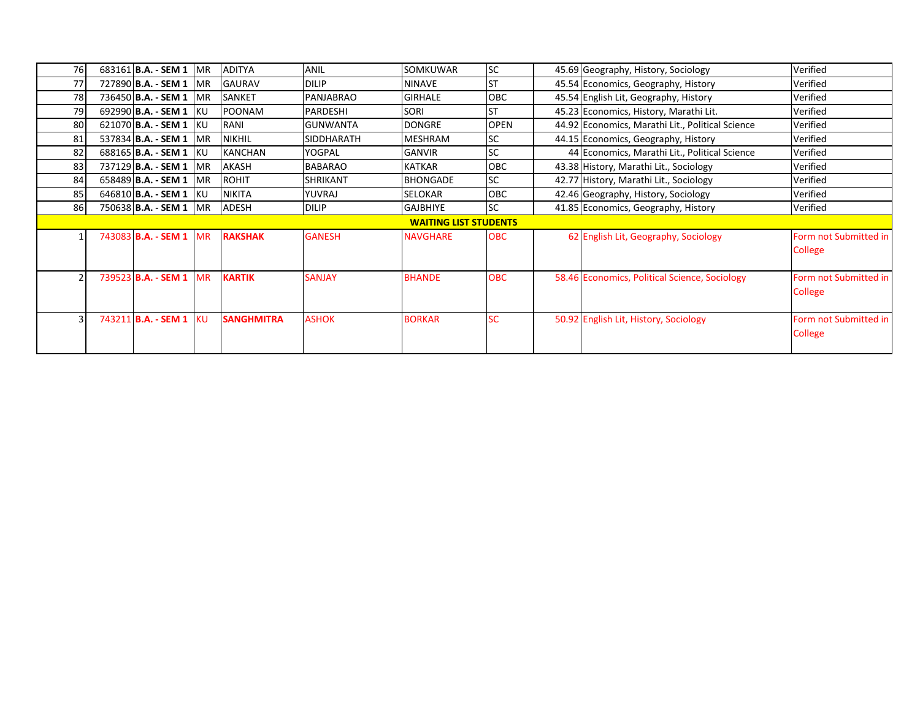| | | | | | | | | | | |
|---|---|---|---|---|---|---|---|---|---|---|
| 76 | 683161 | **B.A. - SEM 1** | MR | ADITYA | ANIL | SOMKUWAR | SC | 45.69 | Geography, History, Sociology | Verified |
| 77 | 727890 | **B.A. - SEM 1** | MR | GAURAV | DILIP | NINAVE | ST | 45.54 | Economics, Geography, History | Verified |
| 78 | 736450 | **B.A. - SEM 1** | MR | SANKET | PANJABRAO | GIRHALE | OBC | 45.54 | English Lit, Geography, History | Verified |
| 79 | 692990 | **B.A. - SEM 1** | KU | POONAM | PARDESHI | SORI | ST | 45.23 | Economics, History, Marathi Lit. | Verified |
| 80 | 621070 | **B.A. - SEM 1** | KU | RANI | GUNWANTA | DONGRE | OPEN | 44.92 | Economics, Marathi Lit., Political Science | Verified |
| 81 | 537834 | **B.A. - SEM 1** | MR | NIKHIL | SIDDHARATH | MESHRAM | SC | 44.15 | Economics, Geography, History | Verified |
| 82 | 688165 | **B.A. - SEM 1** | KU | KANCHAN | YOGPAL | GANVIR | SC | 44 | Economics, Marathi Lit., Political Science | Verified |
| 83 | 737129 | **B.A. - SEM 1** | MR | AKASH | BABARAO | KATKAR | OBC | 43.38 | History, Marathi Lit., Sociology | Verified |
| 84 | 658489 | **B.A. - SEM 1** | MR | ROHIT | SHRIKANT | BHONGADE | SC | 42.77 | History, Marathi Lit., Sociology | Verified |
| 85 | 646810 | **B.A. - SEM 1** | KU | NIKITA | YUVRAJ | SELOKAR | OBC | 42.46 | Geography, History, Sociology | Verified |
| 86 | 750638 | **B.A. - SEM 1** | MR | ADESH | DILIP | GAJBHIYE | SC | 41.85 | Economics, Geography, History | Verified |
| | | | | | | **WAITING LIST STUDENTS** | | | | |
| 1 | 743083 | **B.A. - SEM 1** | MR | **RAKSHAK** | GANESH | NAVGHARE | OBC | 62 | English Lit, Geography, Sociology | Form not Submitted in College |
| 2 | 739523 | **B.A. - SEM 1** | MR | **KARTIK** | SANJAY | BHANDE | OBC | 58.46 | Economics, Political Science, Sociology | Form not Submitted in College |
| 3 | 743211 | **B.A. - SEM 1** | KU | **SANGHMITRA** | ASHOK | BORKAR | SC | 50.92 | English Lit, History, Sociology | Form not Submitted in College |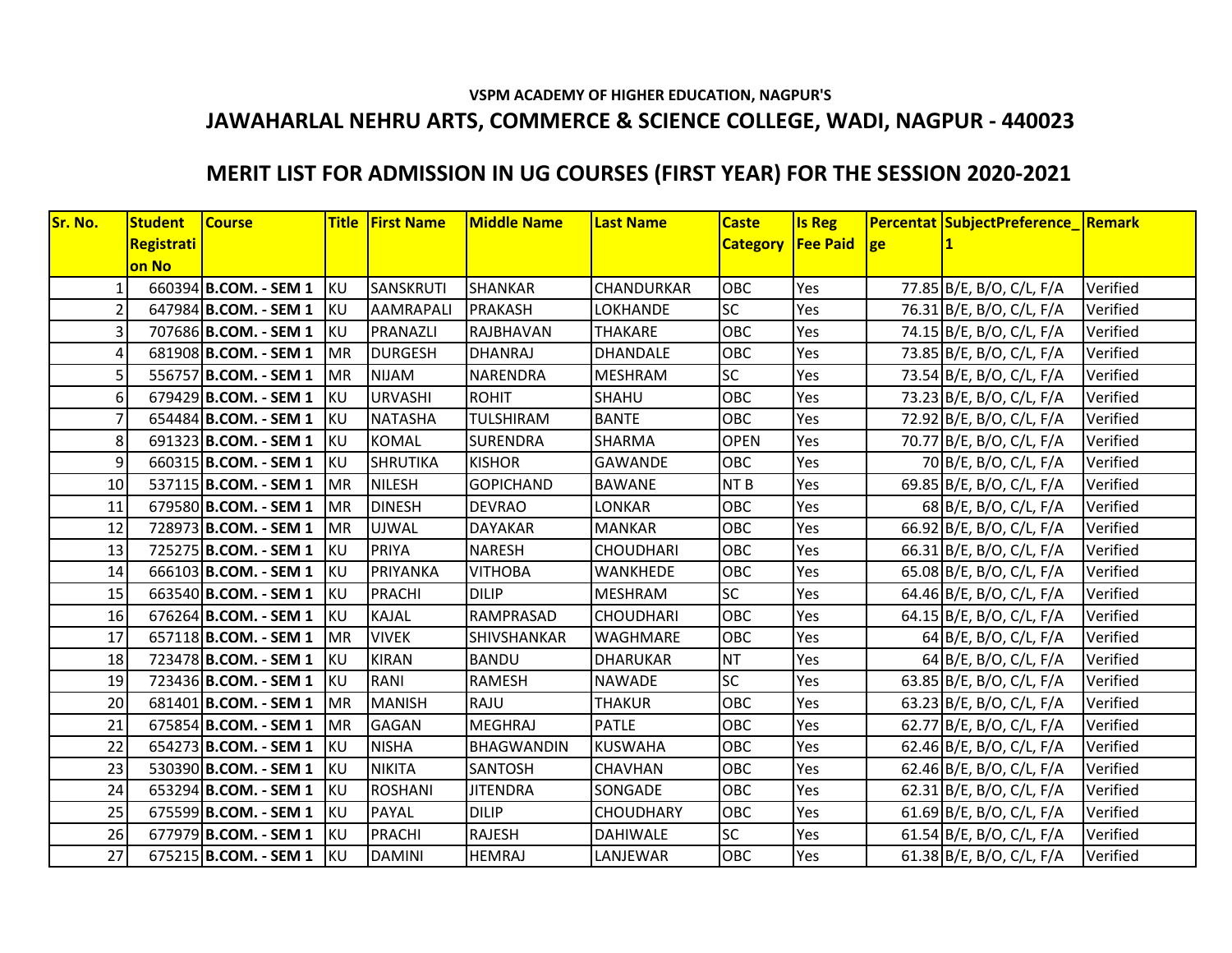VSPM ACADEMY OF HIGHER EDUCATION, NAGPUR'S

## JAWAHARLAL NEHRU ARTS, COMMERCE & SCIENCE COLLEGE, WADI, NAGPUR - 440023

## MERIT LIST FOR ADMISSION IN UG COURSES (FIRST YEAR) FOR THE SESSION 2020-2021

| Sr. No. | Student Registration No | Course | Title | First Name | Middle Name | Last Name | Caste Category | Is Reg Fee Paid | Percentage | SubjectPreference_1 | Remark |
|---|---|---|---|---|---|---|---|---|---|---|---|
| 1 | 660394 | **B.COM. - SEM 1** | KU | SANSKRUTI | SHANKAR | CHANDURKAR | OBC | Yes | 77.85 | B/E, B/O, C/L, F/A | Verified |
| 2 | 647984 | **B.COM. - SEM 1** | KU | AAMRAPALI | PRAKASH | LOKHANDE | SC | Yes | 76.31 | B/E, B/O, C/L, F/A | Verified |
| 3 | 707686 | **B.COM. - SEM 1** | KU | PRANAZLI | RAJBHAVAN | THAKARE | OBC | Yes | 74.15 | B/E, B/O, C/L, F/A | Verified |
| 4 | 681908 | **B.COM. - SEM 1** | MR | DURGESH | DHANRAJ | DHANDALE | OBC | Yes | 73.85 | B/E, B/O, C/L, F/A | Verified |
| 5 | 556757 | **B.COM. - SEM 1** | MR | NIJAM | NARENDRA | MESHRAM | SC | Yes | 73.54 | B/E, B/O, C/L, F/A | Verified |
| 6 | 679429 | **B.COM. - SEM 1** | KU | URVASHI | ROHIT | SHAHU | OBC | Yes | 73.23 | B/E, B/O, C/L, F/A | Verified |
| 7 | 654484 | **B.COM. - SEM 1** | KU | NATASHA | TULSHIRAM | BANTE | OBC | Yes | 72.92 | B/E, B/O, C/L, F/A | Verified |
| 8 | 691323 | **B.COM. - SEM 1** | KU | KOMAL | SURENDRA | SHARMA | OPEN | Yes | 70.77 | B/E, B/O, C/L, F/A | Verified |
| 9 | 660315 | **B.COM. - SEM 1** | KU | SHRUTIKA | KISHOR | GAWANDE | OBC | Yes | 70 | B/E, B/O, C/L, F/A | Verified |
| 10 | 537115 | **B.COM. - SEM 1** | MR | NILESH | GOPICHAND | BAWANE | NT B | Yes | 69.85 | B/E, B/O, C/L, F/A | Verified |
| 11 | 679580 | **B.COM. - SEM 1** | MR | DINESH | DEVRAO | LONKAR | OBC | Yes | 68 | B/E, B/O, C/L, F/A | Verified |
| 12 | 728973 | **B.COM. - SEM 1** | MR | UJWAL | DAYAKAR | MANKAR | OBC | Yes | 66.92 | B/E, B/O, C/L, F/A | Verified |
| 13 | 725275 | **B.COM. - SEM 1** | KU | PRIYA | NARESH | CHOUDHARI | OBC | Yes | 66.31 | B/E, B/O, C/L, F/A | Verified |
| 14 | 666103 | **B.COM. - SEM 1** | KU | PRIYANKA | VITHOBA | WANKHEDE | OBC | Yes | 65.08 | B/E, B/O, C/L, F/A | Verified |
| 15 | 663540 | **B.COM. - SEM 1** | KU | PRACHI | DILIP | MESHRAM | SC | Yes | 64.46 | B/E, B/O, C/L, F/A | Verified |
| 16 | 676264 | **B.COM. - SEM 1** | KU | KAJAL | RAMPRASAD | CHOUDHARI | OBC | Yes | 64.15 | B/E, B/O, C/L, F/A | Verified |
| 17 | 657118 | **B.COM. - SEM 1** | MR | VIVEK | SHIVSHANKAR | WAGHMARE | OBC | Yes | 64 | B/E, B/O, C/L, F/A | Verified |
| 18 | 723478 | **B.COM. - SEM 1** | KU | KIRAN | BANDU | DHARUKAR | NT | Yes | 64 | B/E, B/O, C/L, F/A | Verified |
| 19 | 723436 | **B.COM. - SEM 1** | KU | RANI | RAMESH | NAWADE | SC | Yes | 63.85 | B/E, B/O, C/L, F/A | Verified |
| 20 | 681401 | **B.COM. - SEM 1** | MR | MANISH | RAJU | THAKUR | OBC | Yes | 63.23 | B/E, B/O, C/L, F/A | Verified |
| 21 | 675854 | **B.COM. - SEM 1** | MR | GAGAN | MEGHRAJ | PATLE | OBC | Yes | 62.77 | B/E, B/O, C/L, F/A | Verified |
| 22 | 654273 | **B.COM. - SEM 1** | KU | NISHA | BHAGWANDIN | KUSWAHA | OBC | Yes | 62.46 | B/E, B/O, C/L, F/A | Verified |
| 23 | 530390 | **B.COM. - SEM 1** | KU | NIKITA | SANTOSH | CHAVHAN | OBC | Yes | 62.46 | B/E, B/O, C/L, F/A | Verified |
| 24 | 653294 | **B.COM. - SEM 1** | KU | ROSHANI | JITENDRA | SONGADE | OBC | Yes | 62.31 | B/E, B/O, C/L, F/A | Verified |
| 25 | 675599 | **B.COM. - SEM 1** | KU | PAYAL | DILIP | CHOUDHARY | OBC | Yes | 61.69 | B/E, B/O, C/L, F/A | Verified |
| 26 | 677979 | **B.COM. - SEM 1** | KU | PRACHI | RAJESH | DAHIWALE | SC | Yes | 61.54 | B/E, B/O, C/L, F/A | Verified |
| 27 | 675215 | **B.COM. - SEM 1** | KU | DAMINI | HEMRAJ | LANJEWAR | OBC | Yes | 61.38 | B/E, B/O, C/L, F/A | Verified |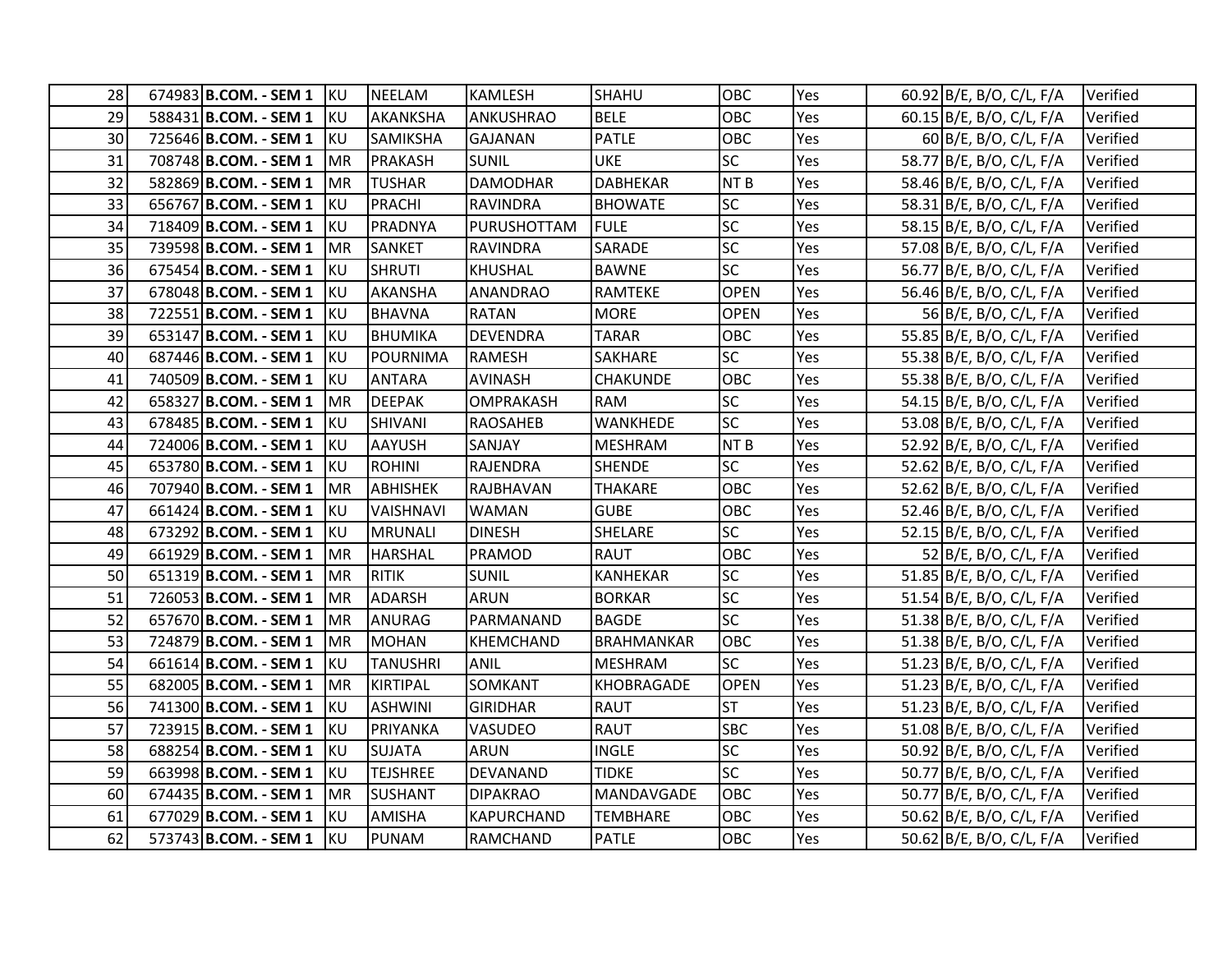| | | | | | | | | | | | |
|---|---|---|---|---|---|---|---|---|---|---|---|
| 28 | 674983 | **B.COM. - SEM 1** | KU | NEELAM | KAMLESH | SHAHU | OBC | Yes | 60.92 | B/E, B/O, C/L, F/A | Verified |
| 29 | 588431 | **B.COM. - SEM 1** | KU | AKANKSHA | ANKUSHRAO | BELE | OBC | Yes | 60.15 | B/E, B/O, C/L, F/A | Verified |
| 30 | 725646 | **B.COM. - SEM 1** | KU | SAMIKSHA | GAJANAN | PATLE | OBC | Yes | 60 | B/E, B/O, C/L, F/A | Verified |
| 31 | 708748 | **B.COM. - SEM 1** | MR | PRAKASH | SUNIL | UKE | SC | Yes | 58.77 | B/E, B/O, C/L, F/A | Verified |
| 32 | 582869 | **B.COM. - SEM 1** | MR | TUSHAR | DAMODHAR | DABHEKAR | NT B | Yes | 58.46 | B/E, B/O, C/L, F/A | Verified |
| 33 | 656767 | **B.COM. - SEM 1** | KU | PRACHI | RAVINDRA | BHOWATE | SC | Yes | 58.31 | B/E, B/O, C/L, F/A | Verified |
| 34 | 718409 | **B.COM. - SEM 1** | KU | PRADNYA | PURUSHOTTAM | FULE | SC | Yes | 58.15 | B/E, B/O, C/L, F/A | Verified |
| 35 | 739598 | **B.COM. - SEM 1** | MR | SANKET | RAVINDRA | SARADE | SC | Yes | 57.08 | B/E, B/O, C/L, F/A | Verified |
| 36 | 675454 | **B.COM. - SEM 1** | KU | SHRUTI | KHUSHAL | BAWNE | SC | Yes | 56.77 | B/E, B/O, C/L, F/A | Verified |
| 37 | 678048 | **B.COM. - SEM 1** | KU | AKANSHA | ANANDRAO | RAMTEKE | OPEN | Yes | 56.46 | B/E, B/O, C/L, F/A | Verified |
| 38 | 722551 | **B.COM. - SEM 1** | KU | BHAVNA | RATAN | MORE | OPEN | Yes | 56 | B/E, B/O, C/L, F/A | Verified |
| 39 | 653147 | **B.COM. - SEM 1** | KU | BHUMIKA | DEVENDRA | TARAR | OBC | Yes | 55.85 | B/E, B/O, C/L, F/A | Verified |
| 40 | 687446 | **B.COM. - SEM 1** | KU | POURNIMA | RAMESH | SAKHARE | SC | Yes | 55.38 | B/E, B/O, C/L, F/A | Verified |
| 41 | 740509 | **B.COM. - SEM 1** | KU | ANTARA | AVINASH | CHAKUNDE | OBC | Yes | 55.38 | B/E, B/O, C/L, F/A | Verified |
| 42 | 658327 | **B.COM. - SEM 1** | MR | DEEPAK | OMPRAKASH | RAM | SC | Yes | 54.15 | B/E, B/O, C/L, F/A | Verified |
| 43 | 678485 | **B.COM. - SEM 1** | KU | SHIVANI | RAOSAHEB | WANKHEDE | SC | Yes | 53.08 | B/E, B/O, C/L, F/A | Verified |
| 44 | 724006 | **B.COM. - SEM 1** | KU | AAYUSH | SANJAY | MESHRAM | NT B | Yes | 52.92 | B/E, B/O, C/L, F/A | Verified |
| 45 | 653780 | **B.COM. - SEM 1** | KU | ROHINI | RAJENDRA | SHENDE | SC | Yes | 52.62 | B/E, B/O, C/L, F/A | Verified |
| 46 | 707940 | **B.COM. - SEM 1** | MR | ABHISHEK | RAJBHAVAN | THAKARE | OBC | Yes | 52.62 | B/E, B/O, C/L, F/A | Verified |
| 47 | 661424 | **B.COM. - SEM 1** | KU | VAISHNAVI | WAMAN | GUBE | OBC | Yes | 52.46 | B/E, B/O, C/L, F/A | Verified |
| 48 | 673292 | **B.COM. - SEM 1** | KU | MRUNALI | DINESH | SHELARE | SC | Yes | 52.15 | B/E, B/O, C/L, F/A | Verified |
| 49 | 661929 | **B.COM. - SEM 1** | MR | HARSHAL | PRAMOD | RAUT | OBC | Yes | 52 | B/E, B/O, C/L, F/A | Verified |
| 50 | 651319 | **B.COM. - SEM 1** | MR | RITIK | SUNIL | KANHEKAR | SC | Yes | 51.85 | B/E, B/O, C/L, F/A | Verified |
| 51 | 726053 | **B.COM. - SEM 1** | MR | ADARSH | ARUN | BORKAR | SC | Yes | 51.54 | B/E, B/O, C/L, F/A | Verified |
| 52 | 657670 | **B.COM. - SEM 1** | MR | ANURAG | PARMANAND | BAGDE | SC | Yes | 51.38 | B/E, B/O, C/L, F/A | Verified |
| 53 | 724879 | **B.COM. - SEM 1** | MR | MOHAN | KHEMCHAND | BRAHMANKAR | OBC | Yes | 51.38 | B/E, B/O, C/L, F/A | Verified |
| 54 | 661614 | **B.COM. - SEM 1** | KU | TANUSHRI | ANIL | MESHRAM | SC | Yes | 51.23 | B/E, B/O, C/L, F/A | Verified |
| 55 | 682005 | **B.COM. - SEM 1** | MR | KIRTIPAL | SOMKANT | KHOBRAGADE | OPEN | Yes | 51.23 | B/E, B/O, C/L, F/A | Verified |
| 56 | 741300 | **B.COM. - SEM 1** | KU | ASHWINI | GIRIDHAR | RAUT | ST | Yes | 51.23 | B/E, B/O, C/L, F/A | Verified |
| 57 | 723915 | **B.COM. - SEM 1** | KU | PRIYANKA | VASUDEO | RAUT | SBC | Yes | 51.08 | B/E, B/O, C/L, F/A | Verified |
| 58 | 688254 | **B.COM. - SEM 1** | KU | SUJATA | ARUN | INGLE | SC | Yes | 50.92 | B/E, B/O, C/L, F/A | Verified |
| 59 | 663998 | **B.COM. - SEM 1** | KU | TEJSHREE | DEVANAND | TIDKE | SC | Yes | 50.77 | B/E, B/O, C/L, F/A | Verified |
| 60 | 674435 | **B.COM. - SEM 1** | MR | SUSHANT | DIPAKRAO | MANDAVGADE | OBC | Yes | 50.77 | B/E, B/O, C/L, F/A | Verified |
| 61 | 677029 | **B.COM. - SEM 1** | KU | AMISHA | KAPURCHAND | TEMBHARE | OBC | Yes | 50.62 | B/E, B/O, C/L, F/A | Verified |
| 62 | 573743 | **B.COM. - SEM 1** | KU | PUNAM | RAMCHAND | PATLE | OBC | Yes | 50.62 | B/E, B/O, C/L, F/A | Verified |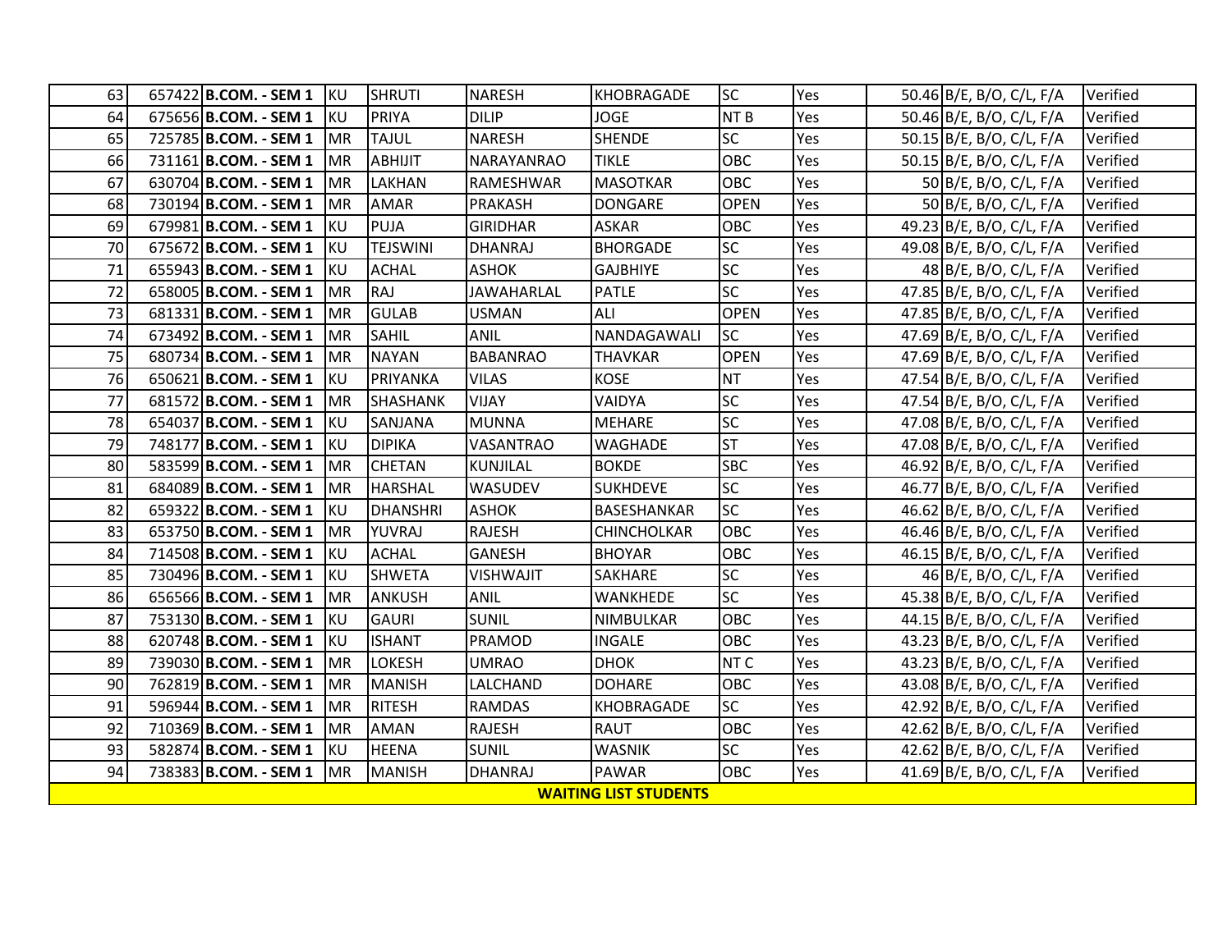| 63 | 657422 | **B.COM. - SEM 1** | KU | SHRUTI | NARESH | KHOBRAGADE | SC | Yes | 50.46 | B/E, B/O, C/L, F/A | Verified |
|---|---|---|---|---|---|---|---|---|---|---|---|
| 64 | 675656 | **B.COM. - SEM 1** | KU | PRIYA | DILIP | JOGE | NT B | Yes | 50.46 | B/E, B/O, C/L, F/A | Verified |
| 65 | 725785 | **B.COM. - SEM 1** | MR | TAJUL | NARESH | SHENDE | SC | Yes | 50.15 | B/E, B/O, C/L, F/A | Verified |
| 66 | 731161 | **B.COM. - SEM 1** | MR | ABHIJIT | NARAYANRAO | TIKLE | OBC | Yes | 50.15 | B/E, B/O, C/L, F/A | Verified |
| 67 | 630704 | **B.COM. - SEM 1** | MR | LAKHAN | RAMESHWAR | MASOTKAR | OBC | Yes | 50 | B/E, B/O, C/L, F/A | Verified |
| 68 | 730194 | **B.COM. - SEM 1** | MR | AMAR | PRAKASH | DONGARE | OPEN | Yes | 50 | B/E, B/O, C/L, F/A | Verified |
| 69 | 679981 | **B.COM. - SEM 1** | KU | PUJA | GIRIDHAR | ASKAR | OBC | Yes | 49.23 | B/E, B/O, C/L, F/A | Verified |
| 70 | 675672 | **B.COM. - SEM 1** | KU | TEJSWINI | DHANRAJ | BHORGADE | SC | Yes | 49.08 | B/E, B/O, C/L, F/A | Verified |
| 71 | 655943 | **B.COM. - SEM 1** | KU | ACHAL | ASHOK | GAJBHIYE | SC | Yes | 48 | B/E, B/O, C/L, F/A | Verified |
| 72 | 658005 | **B.COM. - SEM 1** | MR | RAJ | JAWAHARLAL | PATLE | SC | Yes | 47.85 | B/E, B/O, C/L, F/A | Verified |
| 73 | 681331 | **B.COM. - SEM 1** | MR | GULAB | USMAN | ALI | OPEN | Yes | 47.85 | B/E, B/O, C/L, F/A | Verified |
| 74 | 673492 | **B.COM. - SEM 1** | MR | SAHIL | ANIL | NANDAGAWALI | SC | Yes | 47.69 | B/E, B/O, C/L, F/A | Verified |
| 75 | 680734 | **B.COM. - SEM 1** | MR | NAYAN | BABANRAO | THAVKAR | OPEN | Yes | 47.69 | B/E, B/O, C/L, F/A | Verified |
| 76 | 650621 | **B.COM. - SEM 1** | KU | PRIYANKA | VILAS | KOSE | NT | Yes | 47.54 | B/E, B/O, C/L, F/A | Verified |
| 77 | 681572 | **B.COM. - SEM 1** | MR | SHASHANK | VIJAY | VAIDYA | SC | Yes | 47.54 | B/E, B/O, C/L, F/A | Verified |
| 78 | 654037 | **B.COM. - SEM 1** | KU | SANJANA | MUNNA | MEHARE | SC | Yes | 47.08 | B/E, B/O, C/L, F/A | Verified |
| 79 | 748177 | **B.COM. - SEM 1** | KU | DIPIKA | VASANTRAO | WAGHADE | ST | Yes | 47.08 | B/E, B/O, C/L, F/A | Verified |
| 80 | 583599 | **B.COM. - SEM 1** | MR | CHETAN | KUNJILAL | BOKDE | SBC | Yes | 46.92 | B/E, B/O, C/L, F/A | Verified |
| 81 | 684089 | **B.COM. - SEM 1** | MR | HARSHAL | WASUDEV | SUKHDEVE | SC | Yes | 46.77 | B/E, B/O, C/L, F/A | Verified |
| 82 | 659322 | **B.COM. - SEM 1** | KU | DHANSHRI | ASHOK | BASESHANKAR | SC | Yes | 46.62 | B/E, B/O, C/L, F/A | Verified |
| 83 | 653750 | **B.COM. - SEM 1** | MR | YUVRAJ | RAJESH | CHINCHOLKAR | OBC | Yes | 46.46 | B/E, B/O, C/L, F/A | Verified |
| 84 | 714508 | **B.COM. - SEM 1** | KU | ACHAL | GANESH | BHOYAR | OBC | Yes | 46.15 | B/E, B/O, C/L, F/A | Verified |
| 85 | 730496 | **B.COM. - SEM 1** | KU | SHWETA | VISHWAJIT | SAKHARE | SC | Yes | 46 | B/E, B/O, C/L, F/A | Verified |
| 86 | 656566 | **B.COM. - SEM 1** | MR | ANKUSH | ANIL | WANKHEDE | SC | Yes | 45.38 | B/E, B/O, C/L, F/A | Verified |
| 87 | 753130 | **B.COM. - SEM 1** | KU | GAURI | SUNIL | NIMBULKAR | OBC | Yes | 44.15 | B/E, B/O, C/L, F/A | Verified |
| 88 | 620748 | **B.COM. - SEM 1** | KU | ISHANT | PRAMOD | INGALE | OBC | Yes | 43.23 | B/E, B/O, C/L, F/A | Verified |
| 89 | 739030 | **B.COM. - SEM 1** | MR | LOKESH | UMRAO | DHOK | NT C | Yes | 43.23 | B/E, B/O, C/L, F/A | Verified |
| 90 | 762819 | **B.COM. - SEM 1** | MR | MANISH | LALCHAND | DOHARE | OBC | Yes | 43.08 | B/E, B/O, C/L, F/A | Verified |
| 91 | 596944 | **B.COM. - SEM 1** | MR | RITESH | RAMDAS | KHOBRAGADE | SC | Yes | 42.92 | B/E, B/O, C/L, F/A | Verified |
| 92 | 710369 | **B.COM. - SEM 1** | MR | AMAN | RAJESH | RAUT | OBC | Yes | 42.62 | B/E, B/O, C/L, F/A | Verified |
| 93 | 582874 | **B.COM. - SEM 1** | KU | HEENA | SUNIL | WASNIK | SC | Yes | 42.62 | B/E, B/O, C/L, F/A | Verified |
| 94 | 738383 | **B.COM. - SEM 1** | MR | MANISH | DHANRAJ | PAWAR | OBC | Yes | 41.69 | B/E, B/O, C/L, F/A | Verified |

**WAITING LIST STUDENTS**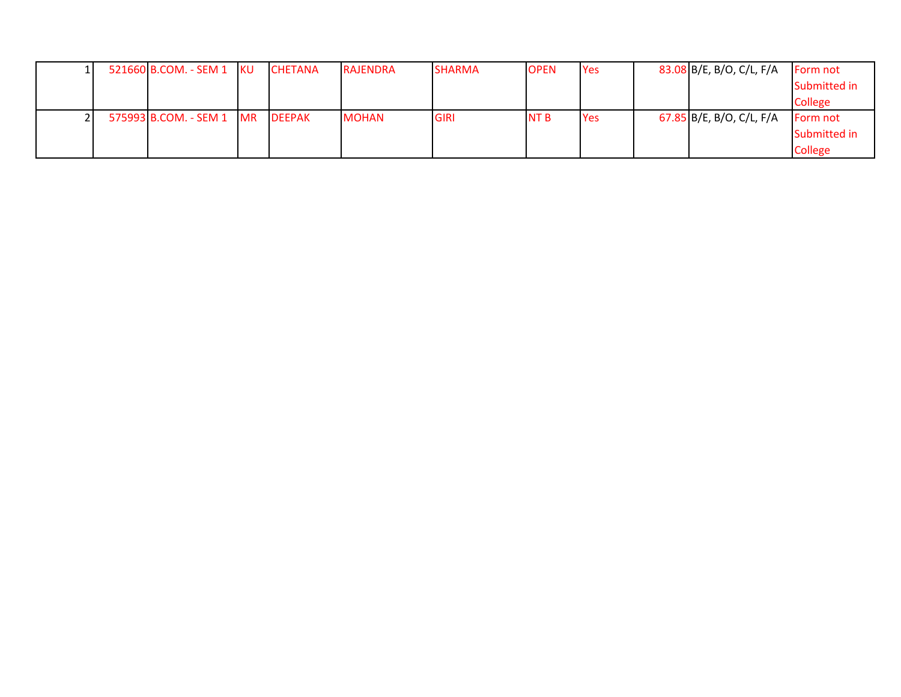| | | | | | | | | | | | |
|---|---|---|---|---|---|---|---|---|---|---|---|
| 1 | 521660 | B.COM. - SEM 1 | KU | CHETANA | RAJENDRA | SHARMA | OPEN | Yes | 83.08 | B/E, B/O, C/L, F/A | Form not Submitted in College |
| 2 | 575993 | B.COM. - SEM 1 | MR | DEEPAK | MOHAN | GIRI | NT B | Yes | 67.85 | B/E, B/O, C/L, F/A | Form not Submitted in College |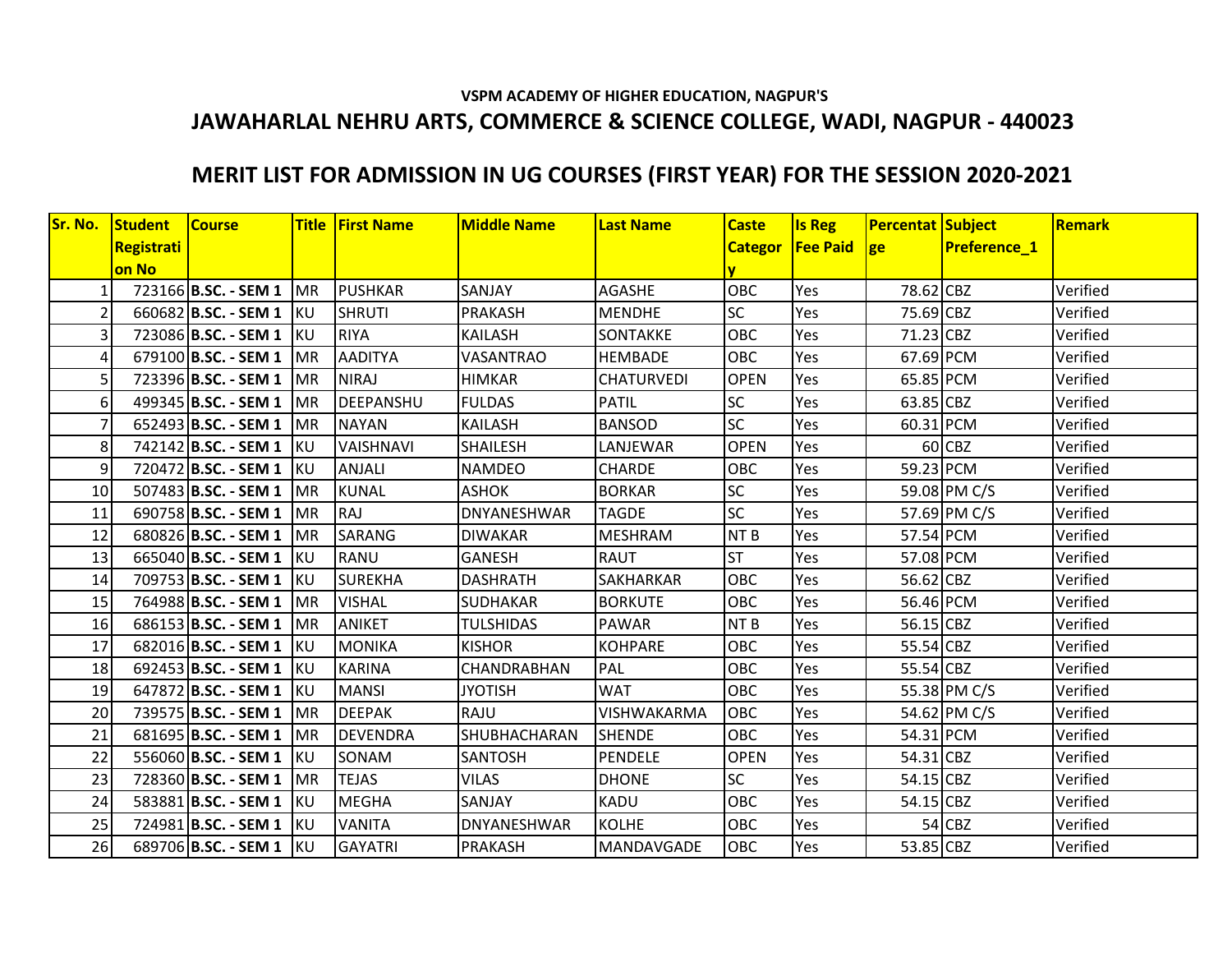**VSPM ACADEMY OF HIGHER EDUCATION, NAGPUR'S**

## JAWAHARLAL NEHRU ARTS, COMMERCE & SCIENCE COLLEGE, WADI, NAGPUR - 440023

## MERIT LIST FOR ADMISSION IN UG COURSES (FIRST YEAR) FOR THE SESSION 2020-2021

| Sr. No. | Student Registration No | Course | Title | First Name | Middle Name | Last Name | Caste Category | Is Reg Fee Paid | Percentage | Subject Preference_1 | Remark |
|---|---|---|---|---|---|---|---|---|---|---|---|
| 1 | 723166 | **B.SC. - SEM 1** | MR | PUSHKAR | SANJAY | AGASHE | OBC | Yes | 78.62 | CBZ | Verified |
| 2 | 660682 | **B.SC. - SEM 1** | KU | SHRUTI | PRAKASH | MENDHE | SC | Yes | 75.69 | CBZ | Verified |
| 3 | 723086 | **B.SC. - SEM 1** | KU | RIYA | KAILASH | SONTAKKE | OBC | Yes | 71.23 | CBZ | Verified |
| 4 | 679100 | **B.SC. - SEM 1** | MR | AADITYA | VASANTRAO | HEMBADE | OBC | Yes | 67.69 | PCM | Verified |
| 5 | 723396 | **B.SC. - SEM 1** | MR | NIRAJ | HIMKAR | CHATURVEDI | OPEN | Yes | 65.85 | PCM | Verified |
| 6 | 499345 | **B.SC. - SEM 1** | MR | DEEPANSHU | FULDAS | PATIL | SC | Yes | 63.85 | CBZ | Verified |
| 7 | 652493 | **B.SC. - SEM 1** | MR | NAYAN | KAILASH | BANSOD | SC | Yes | 60.31 | PCM | Verified |
| 8 | 742142 | **B.SC. - SEM 1** | KU | VAISHNAVI | SHAILESH | LANJEWAR | OPEN | Yes | 60 | CBZ | Verified |
| 9 | 720472 | **B.SC. - SEM 1** | KU | ANJALI | NAMDEO | CHARDE | OBC | Yes | 59.23 | PCM | Verified |
| 10 | 507483 | **B.SC. - SEM 1** | MR | KUNAL | ASHOK | BORKAR | SC | Yes | 59.08 | PM C/S | Verified |
| 11 | 690758 | **B.SC. - SEM 1** | MR | RAJ | DNYANESHWAR | TAGDE | SC | Yes | 57.69 | PM C/S | Verified |
| 12 | 680826 | **B.SC. - SEM 1** | MR | SARANG | DIWAKAR | MESHRAM | NT B | Yes | 57.54 | PCM | Verified |
| 13 | 665040 | **B.SC. - SEM 1** | KU | RANU | GANESH | RAUT | ST | Yes | 57.08 | PCM | Verified |
| 14 | 709753 | **B.SC. - SEM 1** | KU | SUREKHA | DASHRATH | SAKHARKAR | OBC | Yes | 56.62 | CBZ | Verified |
| 15 | 764988 | **B.SC. - SEM 1** | MR | VISHAL | SUDHAKAR | BORKUTE | OBC | Yes | 56.46 | PCM | Verified |
| 16 | 686153 | **B.SC. - SEM 1** | MR | ANIKET | TULSHIDAS | PAWAR | NT B | Yes | 56.15 | CBZ | Verified |
| 17 | 682016 | **B.SC. - SEM 1** | KU | MONIKA | KISHOR | KOHPARE | OBC | Yes | 55.54 | CBZ | Verified |
| 18 | 692453 | **B.SC. - SEM 1** | KU | KARINA | CHANDRABHAN | PAL | OBC | Yes | 55.54 | CBZ | Verified |
| 19 | 647872 | **B.SC. - SEM 1** | KU | MANSI | JYOTISH | WAT | OBC | Yes | 55.38 | PM C/S | Verified |
| 20 | 739575 | **B.SC. - SEM 1** | MR | DEEPAK | RAJU | VISHWAKARMA | OBC | Yes | 54.62 | PM C/S | Verified |
| 21 | 681695 | **B.SC. - SEM 1** | MR | DEVENDRA | SHUBHACHARAN | SHENDE | OBC | Yes | 54.31 | PCM | Verified |
| 22 | 556060 | **B.SC. - SEM 1** | KU | SONAM | SANTOSH | PENDELE | OPEN | Yes | 54.31 | CBZ | Verified |
| 23 | 728360 | **B.SC. - SEM 1** | MR | TEJAS | VILAS | DHONE | SC | Yes | 54.15 | CBZ | Verified |
| 24 | 583881 | **B.SC. - SEM 1** | KU | MEGHA | SANJAY | KADU | OBC | Yes | 54.15 | CBZ | Verified |
| 25 | 724981 | **B.SC. - SEM 1** | KU | VANITA | DNYANESHWAR | KOLHE | OBC | Yes | 54 | CBZ | Verified |
| 26 | 689706 | **B.SC. - SEM 1** | KU | GAYATRI | PRAKASH | MANDAVGADE | OBC | Yes | 53.85 | CBZ | Verified |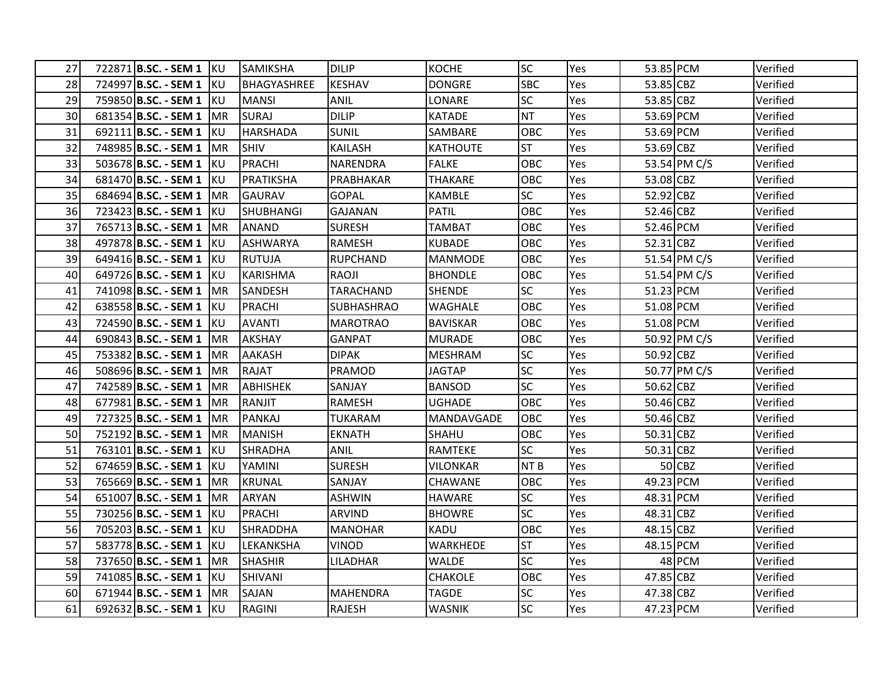| | | | | | | | | | | | |
|---|---|---|---|---|---|---|---|---|---|---|---|
| 27 | 722871 | **B.SC. - SEM 1** | KU | SAMIKSHA | DILIP | KOCHE | SC | Yes | 53.85 | PCM | Verified |
| 28 | 724997 | **B.SC. - SEM 1** | KU | BHAGYASHREE | KESHAV | DONGRE | SBC | Yes | 53.85 | CBZ | Verified |
| 29 | 759850 | **B.SC. - SEM 1** | KU | MANSI | ANIL | LONARE | SC | Yes | 53.85 | CBZ | Verified |
| 30 | 681354 | **B.SC. - SEM 1** | MR | SURAJ | DILIP | KATADE | NT | Yes | 53.69 | PCM | Verified |
| 31 | 692111 | **B.SC. - SEM 1** | KU | HARSHADA | SUNIL | SAMBARE | OBC | Yes | 53.69 | PCM | Verified |
| 32 | 748985 | **B.SC. - SEM 1** | MR | SHIV | KAILASH | KATHOUTE | ST | Yes | 53.69 | CBZ | Verified |
| 33 | 503678 | **B.SC. - SEM 1** | KU | PRACHI | NARENDRA | FALKE | OBC | Yes | 53.54 | PM C/S | Verified |
| 34 | 681470 | **B.SC. - SEM 1** | KU | PRATIKSHA | PRABHAKAR | THAKARE | OBC | Yes | 53.08 | CBZ | Verified |
| 35 | 684694 | **B.SC. - SEM 1** | MR | GAURAV | GOPAL | KAMBLE | SC | Yes | 52.92 | CBZ | Verified |
| 36 | 723423 | **B.SC. - SEM 1** | KU | SHUBHANGI | GAJANAN | PATIL | OBC | Yes | 52.46 | CBZ | Verified |
| 37 | 765713 | **B.SC. - SEM 1** | MR | ANAND | SURESH | TAMBAT | OBC | Yes | 52.46 | PCM | Verified |
| 38 | 497878 | **B.SC. - SEM 1** | KU | ASHWARYA | RAMESH | KUBADE | OBC | Yes | 52.31 | CBZ | Verified |
| 39 | 649416 | **B.SC. - SEM 1** | KU | RUTUJA | RUPCHAND | MANMODE | OBC | Yes | 51.54 | PM C/S | Verified |
| 40 | 649726 | **B.SC. - SEM 1** | KU | KARISHMA | RAOJI | BHONDLE | OBC | Yes | 51.54 | PM C/S | Verified |
| 41 | 741098 | **B.SC. - SEM 1** | MR | SANDESH | TARACHAND | SHENDE | SC | Yes | 51.23 | PCM | Verified |
| 42 | 638558 | **B.SC. - SEM 1** | KU | PRACHI | SUBHASHRAO | WAGHALE | OBC | Yes | 51.08 | PCM | Verified |
| 43 | 724590 | **B.SC. - SEM 1** | KU | AVANTI | MAROTRAO | BAVISKAR | OBC | Yes | 51.08 | PCM | Verified |
| 44 | 690843 | **B.SC. - SEM 1** | MR | AKSHAY | GANPAT | MURADE | OBC | Yes | 50.92 | PM C/S | Verified |
| 45 | 753382 | **B.SC. - SEM 1** | MR | AAKASH | DIPAK | MESHRAM | SC | Yes | 50.92 | CBZ | Verified |
| 46 | 508696 | **B.SC. - SEM 1** | MR | RAJAT | PRAMOD | JAGTAP | SC | Yes | 50.77 | PM C/S | Verified |
| 47 | 742589 | **B.SC. - SEM 1** | MR | ABHISHEK | SANJAY | BANSOD | SC | Yes | 50.62 | CBZ | Verified |
| 48 | 677981 | **B.SC. - SEM 1** | MR | RANJIT | RAMESH | UGHADE | OBC | Yes | 50.46 | CBZ | Verified |
| 49 | 727325 | **B.SC. - SEM 1** | MR | PANKAJ | TUKARAM | MANDAVGADE | OBC | Yes | 50.46 | CBZ | Verified |
| 50 | 752192 | **B.SC. - SEM 1** | MR | MANISH | EKNATH | SHAHU | OBC | Yes | 50.31 | CBZ | Verified |
| 51 | 763101 | **B.SC. - SEM 1** | KU | SHRADHA | ANIL | RAMTEKE | SC | Yes | 50.31 | CBZ | Verified |
| 52 | 674659 | **B.SC. - SEM 1** | KU | YAMINI | SURESH | VILONKAR | NT B | Yes | 50 | CBZ | Verified |
| 53 | 765669 | **B.SC. - SEM 1** | MR | KRUNAL | SANJAY | CHAWANE | OBC | Yes | 49.23 | PCM | Verified |
| 54 | 651007 | **B.SC. - SEM 1** | MR | ARYAN | ASHWIN | HAWARE | SC | Yes | 48.31 | PCM | Verified |
| 55 | 730256 | **B.SC. - SEM 1** | KU | PRACHI | ARVIND | BHOWRE | SC | Yes | 48.31 | CBZ | Verified |
| 56 | 705203 | **B.SC. - SEM 1** | KU | SHRADDHA | MANOHAR | KADU | OBC | Yes | 48.15 | CBZ | Verified |
| 57 | 583778 | **B.SC. - SEM 1** | KU | LEKANKSHA | VINOD | WARKHEDE | ST | Yes | 48.15 | PCM | Verified |
| 58 | 737650 | **B.SC. - SEM 1** | MR | SHASHIR | LILADHAR | WALDE | SC | Yes | 48 | PCM | Verified |
| 59 | 741085 | **B.SC. - SEM 1** | KU | SHIVANI | | CHAKOLE | OBC | Yes | 47.85 | CBZ | Verified |
| 60 | 671944 | **B.SC. - SEM 1** | MR | SAJAN | MAHENDRA | TAGDE | SC | Yes | 47.38 | CBZ | Verified |
| 61 | 692632 | **B.SC. - SEM 1** | KU | RAGINI | RAJESH | WASNIK | SC | Yes | 47.23 | PCM | Verified |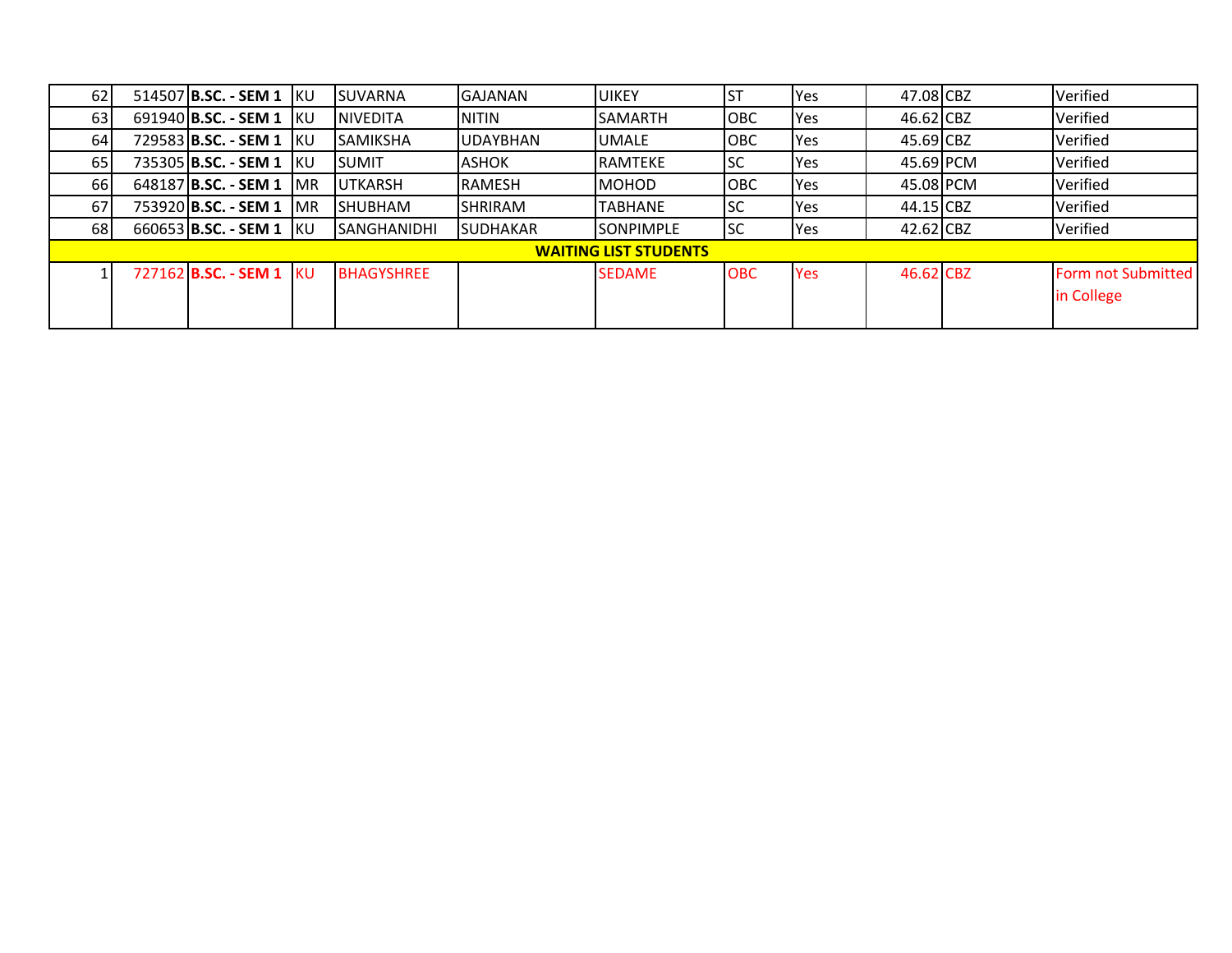| | | | | | | | | | | | | |
|---|---|---|---|---|---|---|---|---|---|---|---|---|
| 62 | 514507 | **B.SC. - SEM 1** | KU | SUVARNA | GAJANAN | UIKEY | ST | Yes | 47.08 | CBZ | | Verified |
| 63 | 691940 | **B.SC. - SEM 1** | KU | NIVEDITA | NITIN | SAMARTH | OBC | Yes | 46.62 | CBZ | | Verified |
| 64 | 729583 | **B.SC. - SEM 1** | KU | SAMIKSHA | UDAYBHAN | UMALE | OBC | Yes | 45.69 | CBZ | | Verified |
| 65 | 735305 | **B.SC. - SEM 1** | KU | SUMIT | ASHOK | RAMTEKE | SC | Yes | 45.69 | PCM | | Verified |
| 66 | 648187 | **B.SC. - SEM 1** | MR | UTKARSH | RAMESH | MOHOD | OBC | Yes | 45.08 | PCM | | Verified |
| 67 | 753920 | **B.SC. - SEM 1** | MR | SHUBHAM | SHRIRAM | TABHANE | SC | Yes | 44.15 | CBZ | | Verified |
| 68 | 660653 | **B.SC. - SEM 1** | KU | SANGHANIDHI | SUDHAKAR | SONPIMPLE | SC | Yes | 42.62 | CBZ | | Verified |
| **WAITING LIST STUDENTS** | | | | | | | | | | | | |
| 1 | 727162 | **B.SC. - SEM 1** | KU | BHAGYSHREE | | SEDAME | OBC | Yes | 46.62 | CBZ | | Form not Submitted in College |